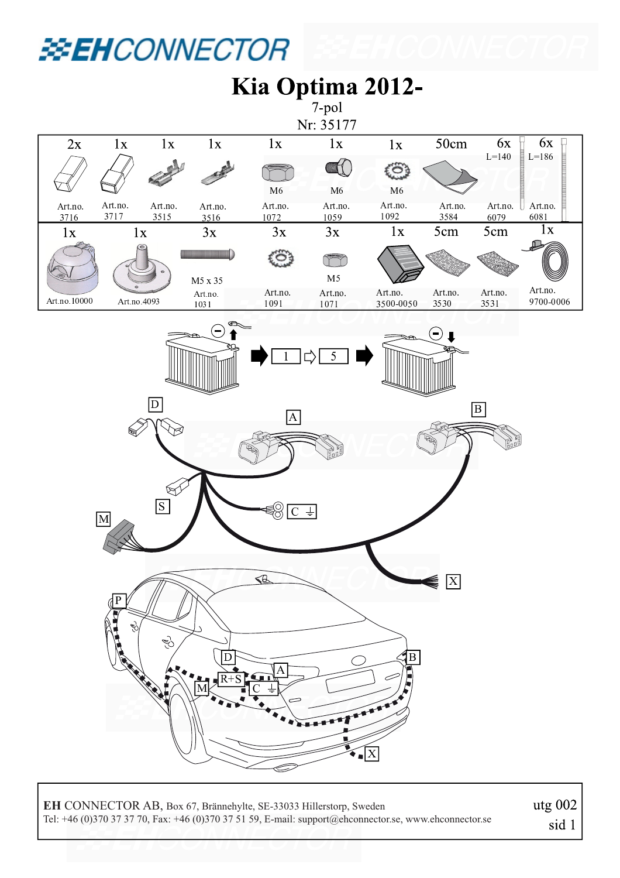# EHCONNECTOR

# Kia Optima 2012-

7-pol

Nr: 35177

| 2x | 1x | 1x | 1x | 1x | 1x | 1x | 50cm | 6x | 6x |
|---|---|---|---|---|---|---|---|---|---|
| | | | | M6 | M6 | M6 | | L=140 | L=186 |
| Art.no. 3716 | Art.no. 3717 | Art.no. 3515 | Art.no. 3516 | Art.no. 1072 | Art.no. 1059 | Art.no. 1092 | Art.no. 3584 | Art.no. 6079 | Art.no. 6081 |

| 1x | 1x | 3x | 3x | 3x | 1x | 5cm | 5cm | 1x |
|---|---|---|---|---|---|---|---|---|
| Art.no.10000 | Art.no.4093 | M5 x 35 Art.no. 1031 | Art.no. 1091 | M5 Art.no. 1071 | Art.no. 3500-0050 | Art.no. 3530 | Art.no. 3531 | Art.no. 9700-0006 |

1 ⇨ 5

D, A, B, S, M, C ⏚, X

P, D, A, B, R+S, M, C ⏚, X

**EH** CONNECTOR AB, Box 67, Brännehylte, SE-33033 Hillerstorp, Sweden
Tel: +46 (0)370 37 37 70, Fax: +46 (0)370 37 51 59, E-mail: support@ehconnector.se, www.ehconnector.se

utg 002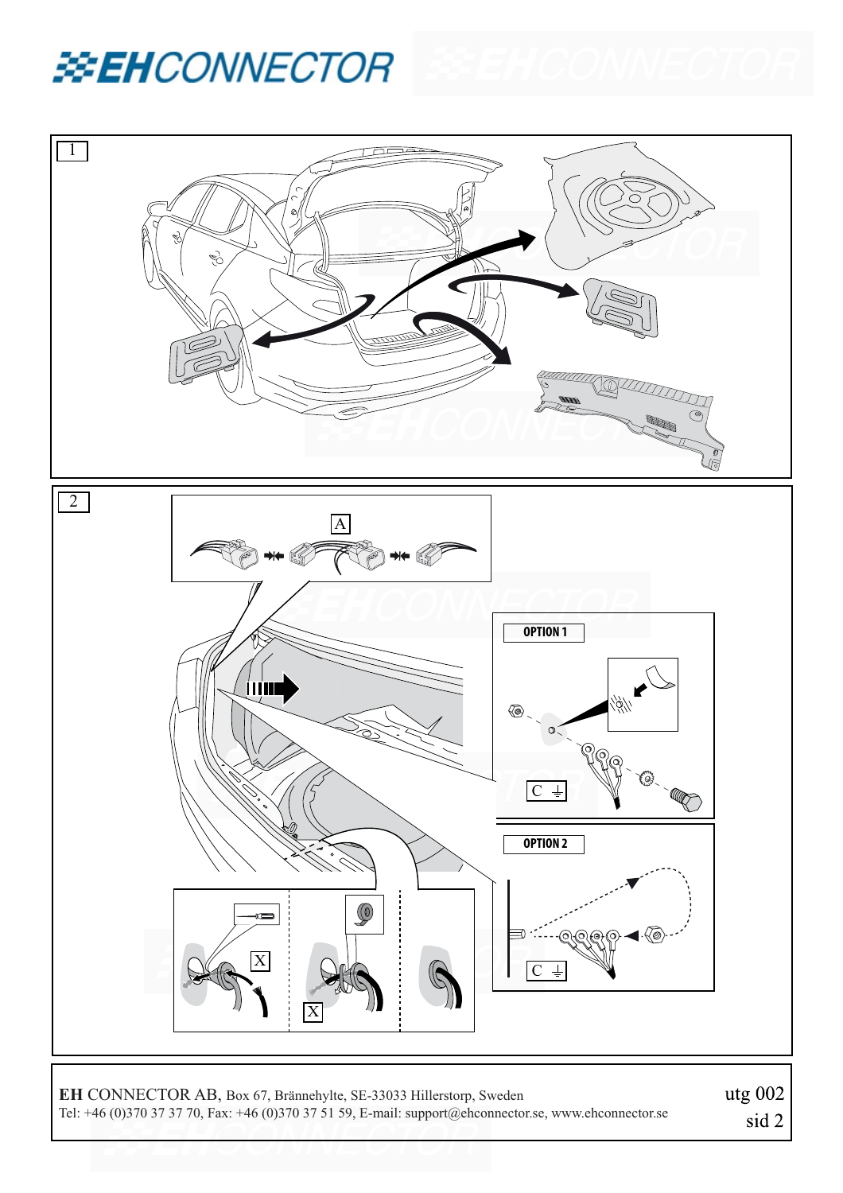1

2

A

OPTION 1

C ⏚

OPTION 2

C ⏚

X

X

**EH** CONNECTOR AB, Box 67, Brännehylte, SE-33033 Hillerstorp, Sweden
Tel: +46 (0)370 37 37 70, Fax: +46 (0)370 37 51 59, E-mail: support@ehconnector.se, www.ehconnector.se

utg 002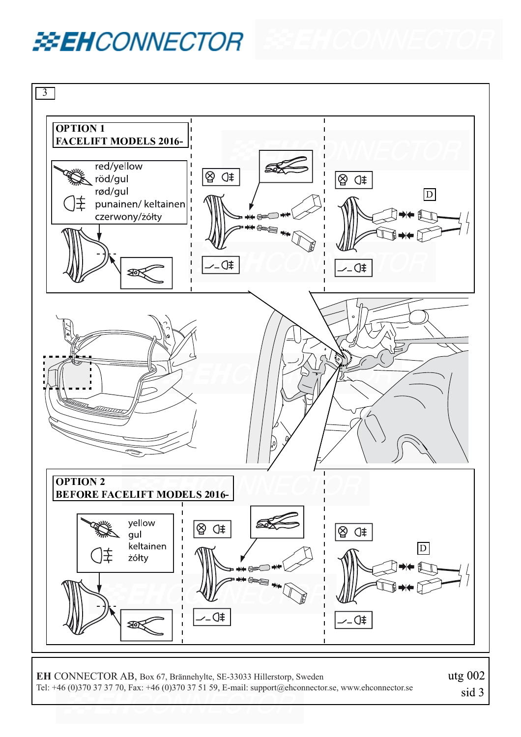3

**OPTION 1**
**FACELIFT MODELS 2016-**

red/yellow
röd/gul
rød/gul
punainen/ keltainen
czerwony/żółty

D

**OPTION 2**
**BEFORE FACELIFT MODELS 2016-**

yellow
gul
keltainen
żółty

D

**EH** CONNECTOR AB, Box 67, Brännehylte, SE-33033 Hillerstorp, Sweden
Tel: +46 (0)370 37 37 70, Fax: +46 (0)370 37 51 59, E-mail: support@ehconnector.se, www.ehconnector.se

utg 002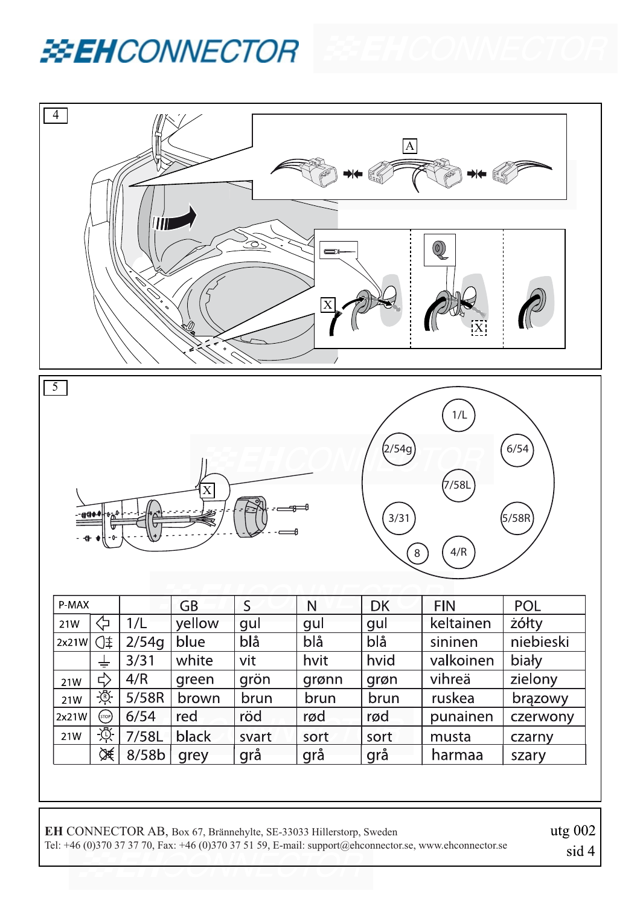# EHCONNECTOR

4

A

X

X

5

X

1/L
2/54g
6/54
7/58L
3/31
5/58R
8
4/R

| P-MAX | | | GB | S | N | DK | FIN | POL |
|---|---|---|---|---|---|---|---|---|
| 21W | | 1/L | yellow | gul | gul | gul | keltainen | żółty |
| 2x21W | | 2/54g | blue | blå | blå | blå | sininen | niebieski |
| | | 3/31 | white | vit | hvit | hvid | valkoinen | biały |
| 21W | | 4/R | green | grön | grønn | grøn | vihreä | zielony |
| 21W | | 5/58R | brown | brun | brun | brun | ruskea | brązowy |
| 2x21W | STOP | 6/54 | red | röd | rød | rød | punainen | czerwony |
| 21W | | 7/58L | black | svart | sort | sort | musta | czarny |
| | | 8/58b | grey | grå | grå | grå | harmaa | szary |

**EH** CONNECTOR AB, Box 67, Brännehylte, SE-33033 Hillerstorp, Sweden
Tel: +46 (0)370 37 37 70, Fax: +46 (0)370 37 51 59, E-mail: support@ehconnector.se, www.ehconnector.se

utg 002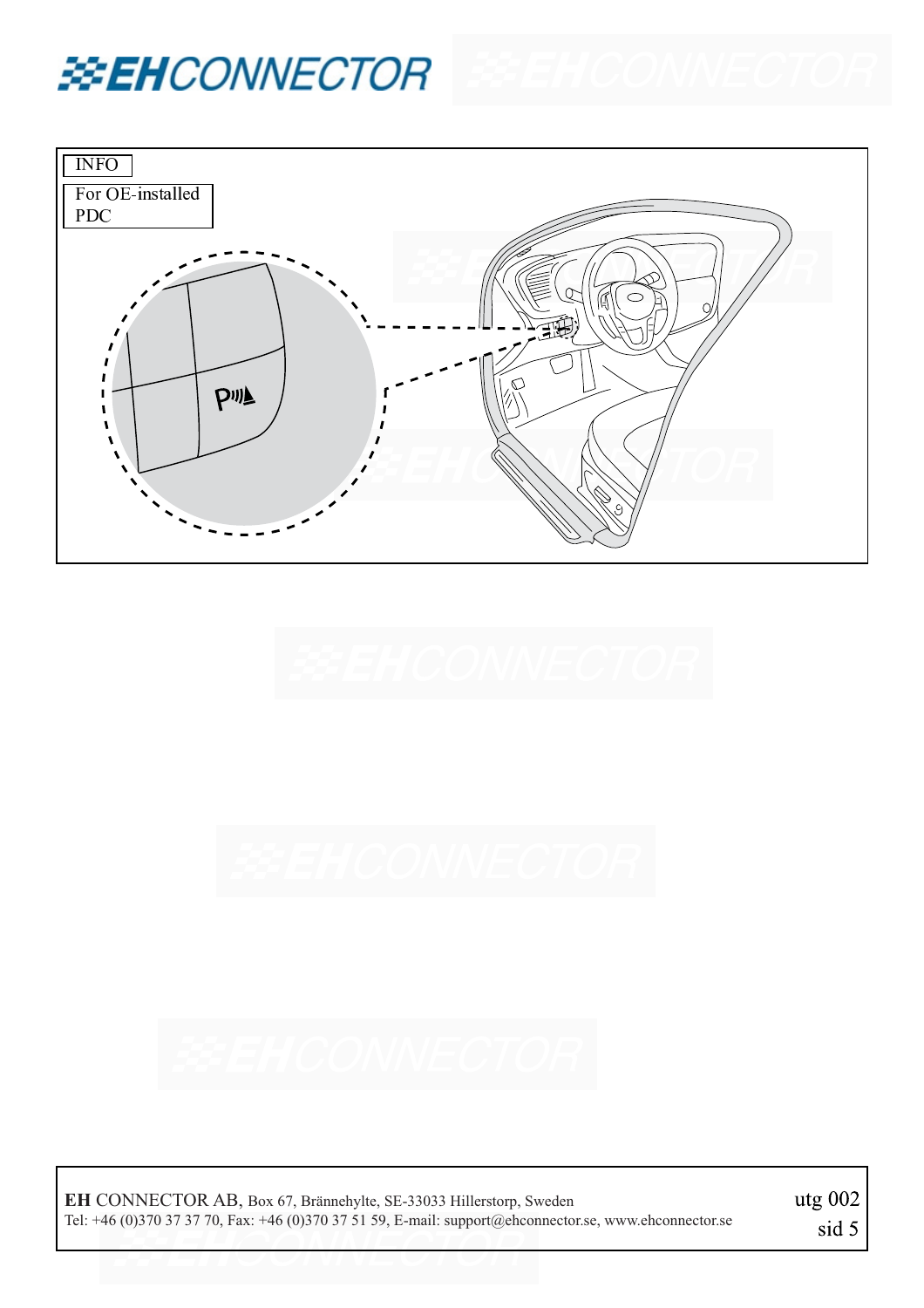INFO

For OE-installed PDC

EH CONNECTOR AB, Box 67, Brännehylte, SE-33033 Hillerstorp, Sweden
Tel: +46 (0)370 37 37 70, Fax: +46 (0)370 37 51 59, E-mail: support@ehconnector.se, www.ehconnector.se

utg 002